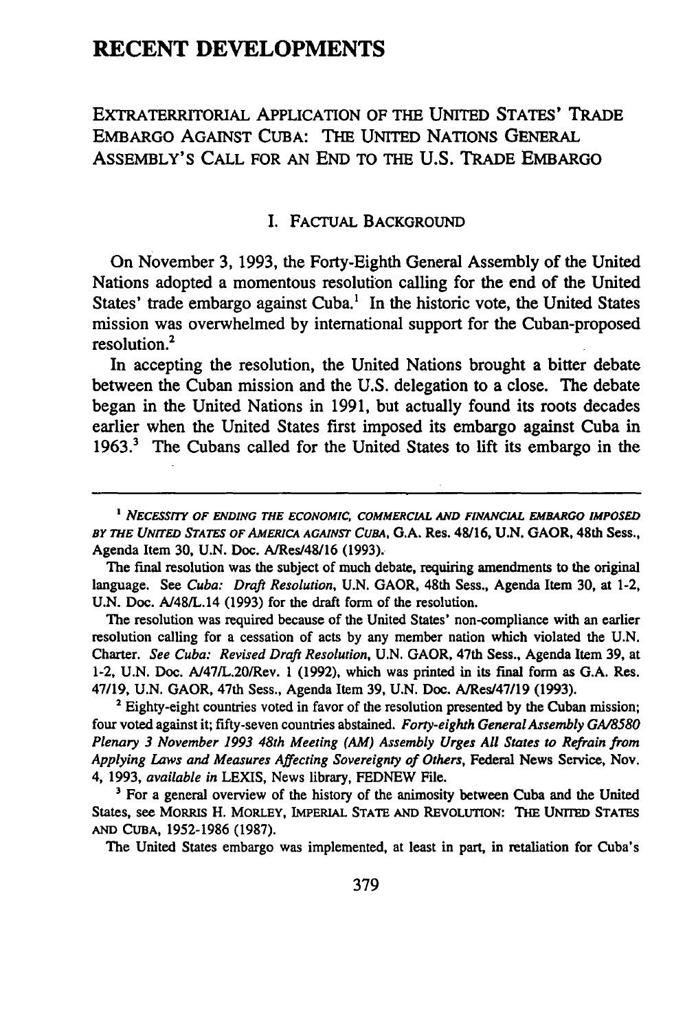# RECENT DEVELOPMENTS

## EXTRATERRITORIAL APPLICATION OF THE UNITED STATES' TRADE EMBARGO AGAINST CUBA: THE UNITED NATIONS GENERAL ASSEMBLY'S CALL FOR AN END TO THE U.S. TRADE EMBARGO

### I. FACTUAL BACKGROUND

On November 3, 1993, the Forty-Eighth General Assembly of the United Nations adopted a momentous resolution calling for the end of the United States' trade embargo against Cuba.[1] In the historic vote, the United States mission was overwhelmed by international support for the Cuban-proposed resolution.[2]

In accepting the resolution, the United Nations brought a bitter debate between the Cuban mission and the U.S. delegation to a close. The debate began in the United Nations in 1991, but actually found its roots decades earlier when the United States first imposed its embargo against Cuba in 1963.[3] The Cubans called for the United States to lift its embargo in the

---

[1] *NECESSITY OF ENDING THE ECONOMIC, COMMERCIAL AND FINANCIAL EMBARGO IMPOSED BY THE UNITED STATES OF AMERICA AGAINST CUBA*, G.A. Res. 48/16, U.N. GAOR, 48th Sess., Agenda Item 30, U.N. Doc. A/Res/48/16 (1993).

The final resolution was the subject of much debate, requiring amendments to the original language. See *Cuba: Draft Resolution*, U.N. GAOR, 48th Sess., Agenda Item 30, at 1-2, U.N. Doc. A/48/L.14 (1993) for the draft form of the resolution.

The resolution was required because of the United States' non-compliance with an earlier resolution calling for a cessation of acts by any member nation which violated the U.N. Charter. *See Cuba: Revised Draft Resolution*, U.N. GAOR, 47th Sess., Agenda Item 39, at 1-2, U.N. Doc. A/47/L.20/Rev. 1 (1992), which was printed in its final form as G.A. Res. 47/19, U.N. GAOR, 47th Sess., Agenda Item 39, U.N. Doc. A/Res/47/19 (1993).

[2] Eighty-eight countries voted in favor of the resolution presented by the Cuban mission; four voted against it; fifty-seven countries abstained. *Forty-eighth General Assembly GA/8580 Plenary 3 November 1993 48th Meeting (AM) Assembly Urges All States to Refrain from Applying Laws and Measures Affecting Sovereignty of Others*, Federal News Service, Nov. 4, 1993, *available in* LEXIS, News library, FEDNEW File.

[3] For a general overview of the history of the animosity between Cuba and the United States, see MORRIS H. MORLEY, IMPERIAL STATE AND REVOLUTION: THE UNITED STATES AND CUBA, 1952-1986 (1987).

The United States embargo was implemented, at least in part, in retaliation for Cuba's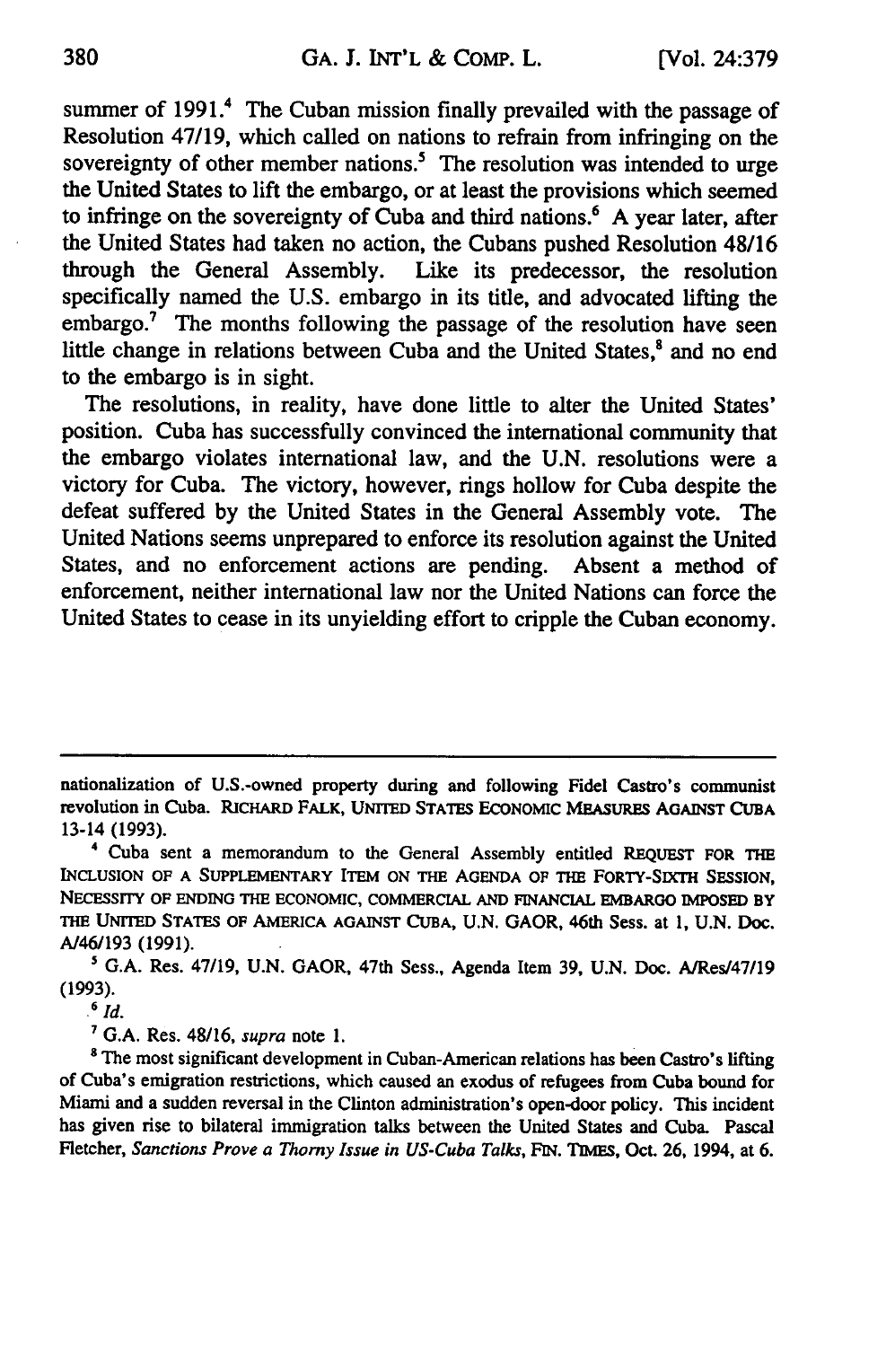summer of 1991.[4] The Cuban mission finally prevailed with the passage of Resolution 47/19, which called on nations to refrain from infringing on the sovereignty of other member nations.[5] The resolution was intended to urge the United States to lift the embargo, or at least the provisions which seemed to infringe on the sovereignty of Cuba and third nations.[6] A year later, after the United States had taken no action, the Cubans pushed Resolution 48/16 through the General Assembly. Like its predecessor, the resolution specifically named the U.S. embargo in its title, and advocated lifting the embargo.[7] The months following the passage of the resolution have seen little change in relations between Cuba and the United States,[8] and no end to the embargo is in sight.

The resolutions, in reality, have done little to alter the United States' position. Cuba has successfully convinced the international community that the embargo violates international law, and the U.N. resolutions were a victory for Cuba. The victory, however, rings hollow for Cuba despite the defeat suffered by the United States in the General Assembly vote. The United Nations seems unprepared to enforce its resolution against the United States, and no enforcement actions are pending. Absent a method of enforcement, neither international law nor the United Nations can force the United States to cease in its unyielding effort to cripple the Cuban economy.

---

nationalization of U.S.-owned property during and following Fidel Castro's communist revolution in Cuba. RICHARD FALK, UNITED STATES ECONOMIC MEASURES AGAINST CUBA 13-14 (1993).

[4] Cuba sent a memorandum to the General Assembly entitled REQUEST FOR THE INCLUSION OF A SUPPLEMENTARY ITEM ON THE AGENDA OF THE FORTY-SIXTH SESSION, NECESSITY OF ENDING THE ECONOMIC, COMMERCIAL AND FINANCIAL EMBARGO IMPOSED BY THE UNITED STATES OF AMERICA AGAINST CUBA, U.N. GAOR, 46th Sess. at 1, U.N. Doc. A/46/193 (1991).

[5] G.A. Res. 47/19, U.N. GAOR, 47th Sess., Agenda Item 39, U.N. Doc. A/Res/47/19 (1993).

[6] *Id.*

[7] G.A. Res. 48/16, *supra* note 1.

[8] The most significant development in Cuban-American relations has been Castro's lifting of Cuba's emigration restrictions, which caused an exodus of refugees from Cuba bound for Miami and a sudden reversal in the Clinton administration's open-door policy. This incident has given rise to bilateral immigration talks between the United States and Cuba. Pascal Fletcher, *Sanctions Prove a Thorny Issue in US-Cuba Talks*, FIN. TIMES, Oct. 26, 1994, at 6.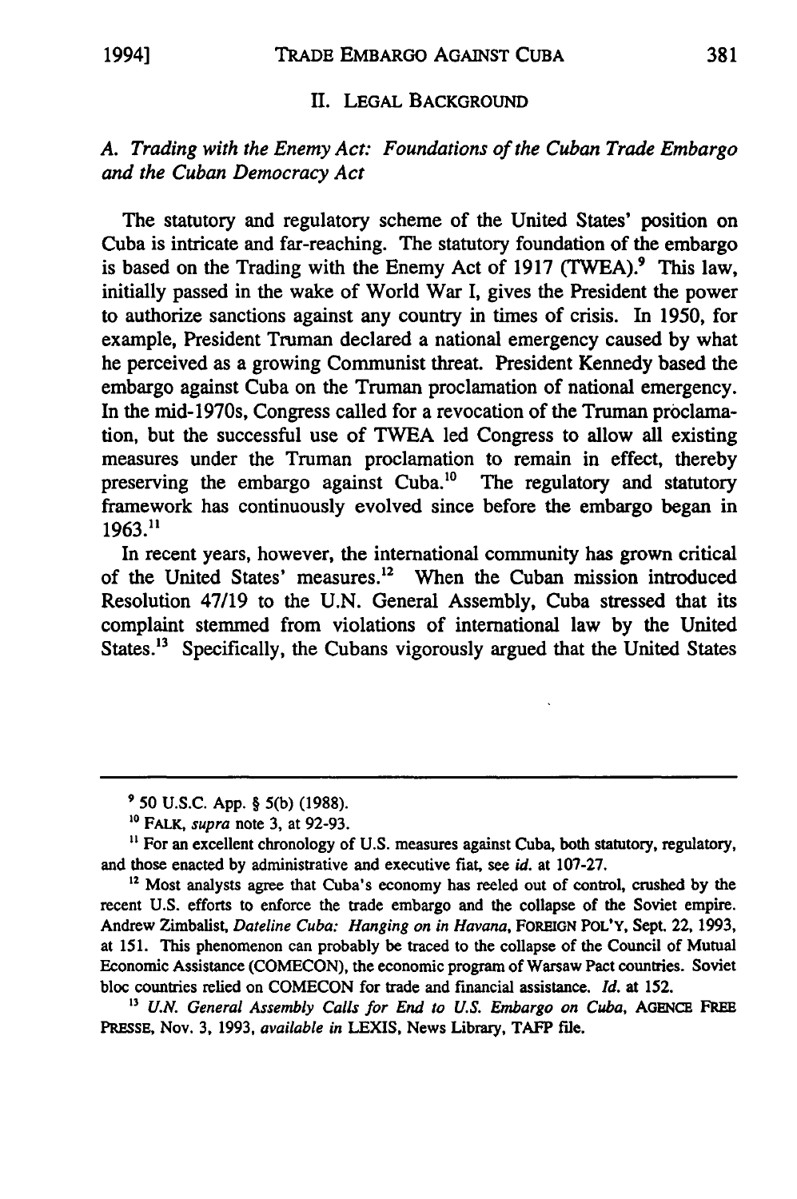## II. LEGAL BACKGROUND

### *A. Trading with the Enemy Act: Foundations of the Cuban Trade Embargo and the Cuban Democracy Act*

The statutory and regulatory scheme of the United States' position on Cuba is intricate and far-reaching. The statutory foundation of the embargo is based on the Trading with the Enemy Act of 1917 (TWEA).[9] This law, initially passed in the wake of World War I, gives the President the power to authorize sanctions against any country in times of crisis. In 1950, for example, President Truman declared a national emergency caused by what he perceived as a growing Communist threat. President Kennedy based the embargo against Cuba on the Truman proclamation of national emergency. In the mid-1970s, Congress called for a revocation of the Truman proclamation, but the successful use of TWEA led Congress to allow all existing measures under the Truman proclamation to remain in effect, thereby preserving the embargo against Cuba.[10] The regulatory and statutory framework has continuously evolved since before the embargo began in 1963.[11]

In recent years, however, the international community has grown critical of the United States' measures.[12] When the Cuban mission introduced Resolution 47/19 to the U.N. General Assembly, Cuba stressed that its complaint stemmed from violations of international law by the United States.[13] Specifically, the Cubans vigorously argued that the United States

---

[9] 50 U.S.C. App. § 5(b) (1988).

[10] FALK, *supra* note 3, at 92-93.

[11] For an excellent chronology of U.S. measures against Cuba, both statutory, regulatory, and those enacted by administrative and executive fiat, see *id.* at 107-27.

[12] Most analysts agree that Cuba's economy has reeled out of control, crushed by the recent U.S. efforts to enforce the trade embargo and the collapse of the Soviet empire. Andrew Zimbalist, *Dateline Cuba: Hanging on in Havana*, FOREIGN POL'Y, Sept. 22, 1993, at 151. This phenomenon can probably be traced to the collapse of the Council of Mutual Economic Assistance (COMECON), the economic program of Warsaw Pact countries. Soviet bloc countries relied on COMECON for trade and financial assistance. *Id.* at 152.

[13] *U.N. General Assembly Calls for End to U.S. Embargo on Cuba*, AGENCE FREE PRESSE, Nov. 3, 1993, *available in* LEXIS, News Library, TAFP file.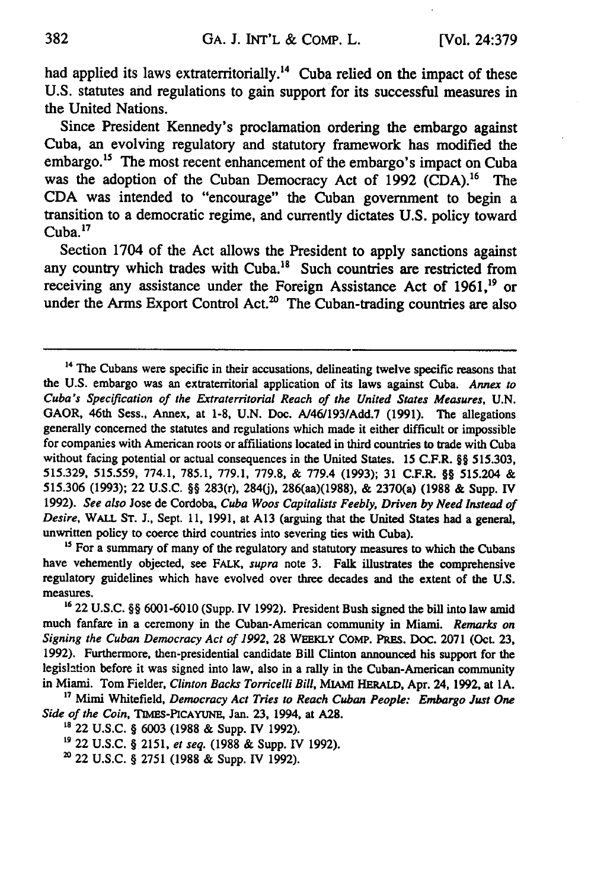had applied its laws extraterritorially.[14] Cuba relied on the impact of these U.S. statutes and regulations to gain support for its successful measures in the United Nations.

Since President Kennedy's proclamation ordering the embargo against Cuba, an evolving regulatory and statutory framework has modified the embargo.[15] The most recent enhancement of the embargo's impact on Cuba was the adoption of the Cuban Democracy Act of 1992 (CDA).[16] The CDA was intended to "encourage" the Cuban government to begin a transition to a democratic regime, and currently dictates U.S. policy toward Cuba.[17]

Section 1704 of the Act allows the President to apply sanctions against any country which trades with Cuba.[18] Such countries are restricted from receiving any assistance under the Foreign Assistance Act of 1961,[19] or under the Arms Export Control Act.[20] The Cuban-trading countries are also

---

[14] The Cubans were specific in their accusations, delineating twelve specific reasons that the U.S. embargo was an extraterritorial application of its laws against Cuba. *Annex to Cuba's Specification of the Extraterritorial Reach of the United States Measures*, U.N. GAOR, 46th Sess., Annex, at 1-8, U.N. Doc. A/46/193/Add.7 (1991). The allegations generally concerned the statutes and regulations which made it either difficult or impossible for companies with American roots or affiliations located in third countries to trade with Cuba without facing potential or actual consequences in the United States. 15 C.F.R. §§ 515.303, 515.329, 515.559, 774.1, 785.1, 779.1, 779.8, & 779.4 (1993); 31 C.F.R. §§ 515.204 & 515.306 (1993); 22 U.S.C. §§ 283(r), 284(j), 286(aa)(1988), & 2370(a) (1988 & Supp. IV 1992). *See also* Jose de Cordoba, *Cuba Woos Capitalists Feebly, Driven by Need Instead of Desire*, WALL ST. J., Sept. 11, 1991, at A13 (arguing that the United States had a general, unwritten policy to coerce third countries into severing ties with Cuba).

[15] For a summary of many of the regulatory and statutory measures to which the Cubans have vehemently objected, see FALK, *supra* note 3. Falk illustrates the comprehensive regulatory guidelines which have evolved over three decades and the extent of the U.S. measures.

[16] 22 U.S.C. §§ 6001-6010 (Supp. IV 1992). President Bush signed the bill into law amid much fanfare in a ceremony in the Cuban-American community in Miami. *Remarks on Signing the Cuban Democracy Act of 1992*, 28 WEEKLY COMP. PRES. DOC. 2071 (Oct. 23, 1992). Furthermore, then-presidential candidate Bill Clinton announced his support for the legislation before it was signed into law, also in a rally in the Cuban-American community in Miami. Tom Fielder, *Clinton Backs Torricelli Bill*, MIAMI HERALD, Apr. 24, 1992, at 1A.

[17] Mimi Whitefield, *Democracy Act Tries to Reach Cuban People: Embargo Just One Side of the Coin*, TIMES-PICAYUNE, Jan. 23, 1994, at A28.

[18] 22 U.S.C. § 6003 (1988 & Supp. IV 1992).

[19] 22 U.S.C. § 2151, *et seq.* (1988 & Supp. IV 1992).

[20] 22 U.S.C. § 2751 (1988 & Supp. IV 1992).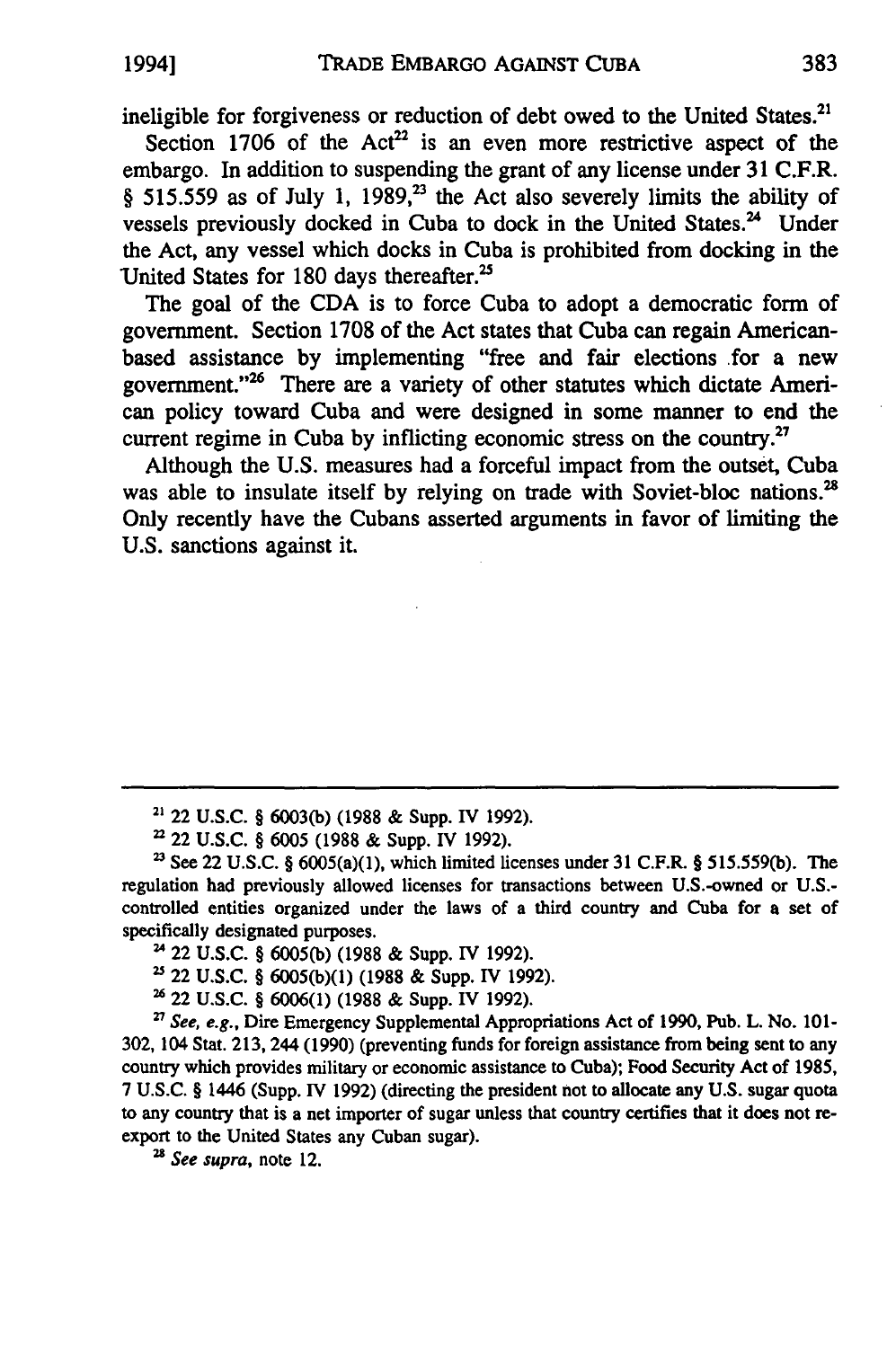ineligible for forgiveness or reduction of debt owed to the United States.[21]

Section 1706 of the Act[22] is an even more restrictive aspect of the embargo. In addition to suspending the grant of any license under 31 C.F.R. § 515.559 as of July 1, 1989,[23] the Act also severely limits the ability of vessels previously docked in Cuba to dock in the United States.[24] Under the Act, any vessel which docks in Cuba is prohibited from docking in the United States for 180 days thereafter.[25]

The goal of the CDA is to force Cuba to adopt a democratic form of government. Section 1708 of the Act states that Cuba can regain American-based assistance by implementing "free and fair elections for a new government."[26] There are a variety of other statutes which dictate American policy toward Cuba and were designed in some manner to end the current regime in Cuba by inflicting economic stress on the country.[27]

Although the U.S. measures had a forceful impact from the outset, Cuba was able to insulate itself by relying on trade with Soviet-bloc nations.[28] Only recently have the Cubans asserted arguments in favor of limiting the U.S. sanctions against it.

---

[21] 22 U.S.C. § 6003(b) (1988 & Supp. IV 1992).

[22] 22 U.S.C. § 6005 (1988 & Supp. IV 1992).

[23] See 22 U.S.C. § 6005(a)(1), which limited licenses under 31 C.F.R. § 515.559(b). The regulation had previously allowed licenses for transactions between U.S.-owned or U.S.-controlled entities organized under the laws of a third country and Cuba for a set of specifically designated purposes.

[24] 22 U.S.C. § 6005(b) (1988 & Supp. IV 1992).

[25] 22 U.S.C. § 6005(b)(1) (1988 & Supp. IV 1992).

[26] 22 U.S.C. § 6006(1) (1988 & Supp. IV 1992).

[27] *See, e.g.*, Dire Emergency Supplemental Appropriations Act of 1990, Pub. L. No. 101-302, 104 Stat. 213, 244 (1990) (preventing funds for foreign assistance from being sent to any country which provides military or economic assistance to Cuba); Food Security Act of 1985, 7 U.S.C. § 1446 (Supp. IV 1992) (directing the president not to allocate any U.S. sugar quota to any country that is a net importer of sugar unless that country certifies that it does not re-export to the United States any Cuban sugar).

[28] *See supra*, note 12.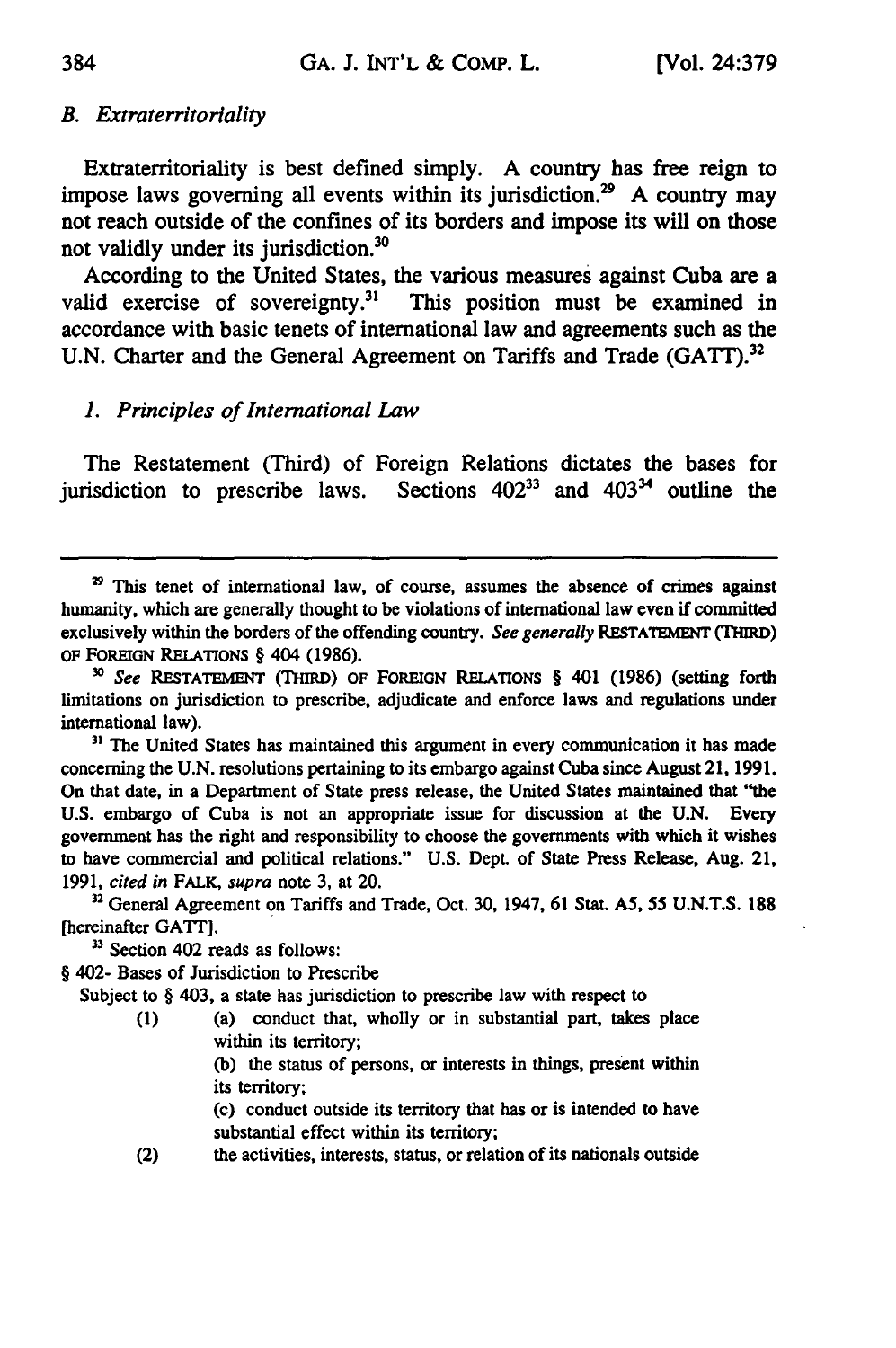### *B. Extraterritoriality*

Extraterritoriality is best defined simply. A country has free reign to impose laws governing all events within its jurisdiction.[29] A country may not reach outside of the confines of its borders and impose its will on those not validly under its jurisdiction.[30]

According to the United States, the various measures against Cuba are a valid exercise of sovereignty.[31] This position must be examined in accordance with basic tenets of international law and agreements such as the U.N. Charter and the General Agreement on Tariffs and Trade (GATT).[32]

#### *1. Principles of International Law*

The Restatement (Third) of Foreign Relations dictates the bases for jurisdiction to prescribe laws. Sections 402[33] and 403[34] outline the

---

[29] This tenet of international law, of course, assumes the absence of crimes against humanity, which are generally thought to be violations of international law even if committed exclusively within the borders of the offending country. *See generally* RESTATEMENT (THIRD) OF FOREIGN RELATIONS § 404 (1986).

[30] *See* RESTATEMENT (THIRD) OF FOREIGN RELATIONS § 401 (1986) (setting forth limitations on jurisdiction to prescribe, adjudicate and enforce laws and regulations under international law).

[31] The United States has maintained this argument in every communication it has made concerning the U.N. resolutions pertaining to its embargo against Cuba since August 21, 1991. On that date, in a Department of State press release, the United States maintained that "the U.S. embargo of Cuba is not an appropriate issue for discussion at the U.N. Every government has the right and responsibility to choose the governments with which it wishes to have commercial and political relations." U.S. Dept. of State Press Release, Aug. 21, 1991, *cited in* FALK, *supra* note 3, at 20.

[32] General Agreement on Tariffs and Trade, Oct. 30, 1947, 61 Stat. A5, 55 U.N.T.S. 188 [hereinafter GATT].

[33] Section 402 reads as follows:

§ 402- Bases of Jurisdiction to Prescribe

Subject to § 403, a state has jurisdiction to prescribe law with respect to

(1) (a) conduct that, wholly or in substantial part, takes place within its territory;

(b) the status of persons, or interests in things, present within its territory;

(c) conduct outside its territory that has or is intended to have substantial effect within its territory;

(2) the activities, interests, status, or relation of its nationals outside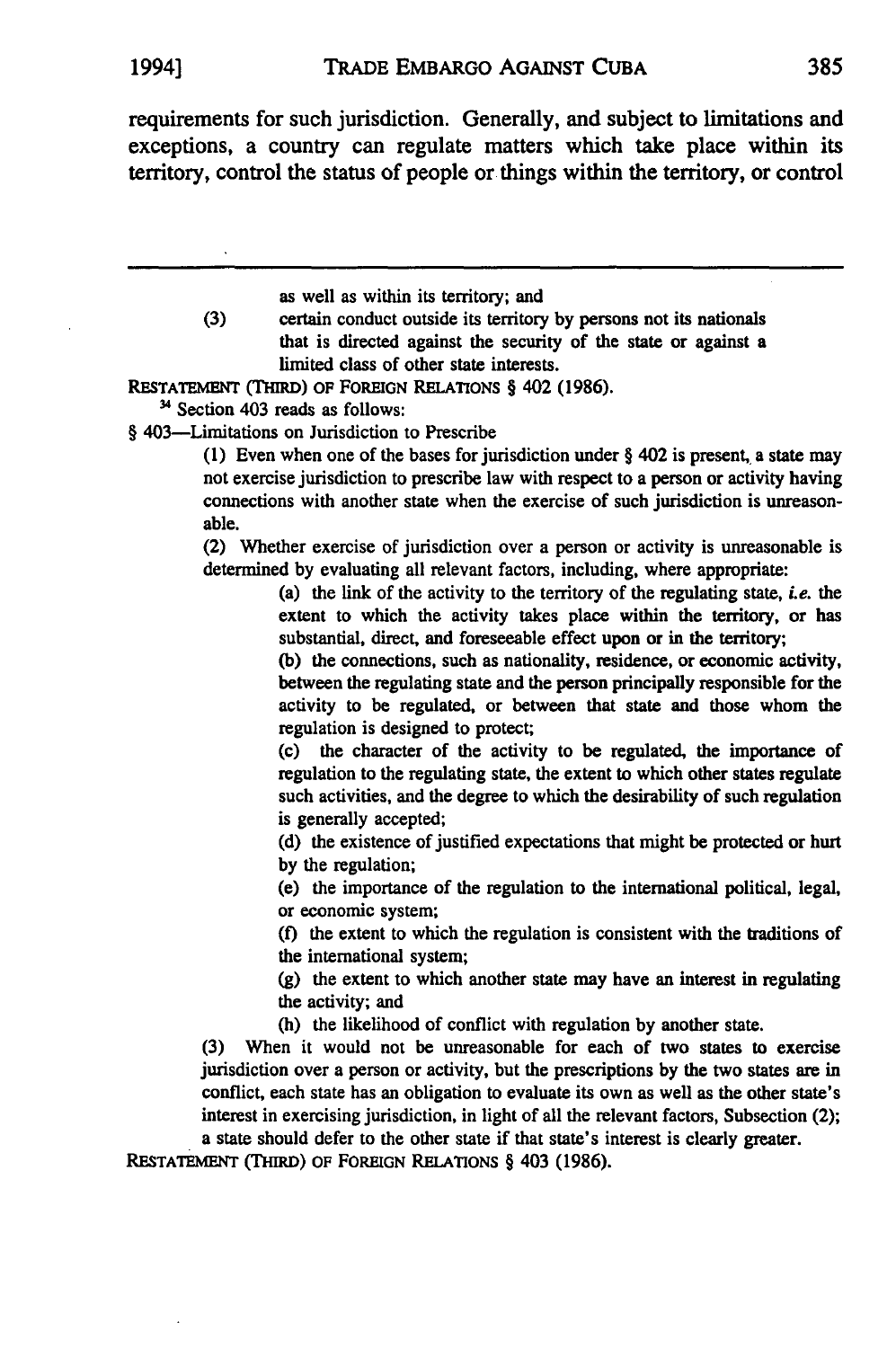requirements for such jurisdiction. Generally, and subject to limitations and exceptions, a country can regulate matters which take place within its territory, control the status of people or things within the territory, or control

---

as well as within its territory; and

(3) certain conduct outside its territory by persons not its nationals that is directed against the security of the state or against a limited class of other state interests.

RESTATEMENT (THIRD) OF FOREIGN RELATIONS § 402 (1986).

[34] Section 403 reads as follows:

§ 403—Limitations on Jurisdiction to Prescribe

> (1) Even when one of the bases for jurisdiction under § 402 is present, a state may not exercise jurisdiction to prescribe law with respect to a person or activity having connections with another state when the exercise of such jurisdiction is unreasonable.
>
> (2) Whether exercise of jurisdiction over a person or activity is unreasonable is determined by evaluating all relevant factors, including, where appropriate:
>
> > (a) the link of the activity to the territory of the regulating state, *i.e.* the extent to which the activity takes place within the territory, or has substantial, direct, and foreseeable effect upon or in the territory;
> >
> > (b) the connections, such as nationality, residence, or economic activity, between the regulating state and the person principally responsible for the activity to be regulated, or between that state and those whom the regulation is designed to protect;
> >
> > (c) the character of the activity to be regulated, the importance of regulation to the regulating state, the extent to which other states regulate such activities, and the degree to which the desirability of such regulation is generally accepted;
> >
> > (d) the existence of justified expectations that might be protected or hurt by the regulation;
> >
> > (e) the importance of the regulation to the international political, legal, or economic system;
> >
> > (f) the extent to which the regulation is consistent with the traditions of the international system;
> >
> > (g) the extent to which another state may have an interest in regulating the activity; and
> >
> > (h) the likelihood of conflict with regulation by another state.
>
> (3) When it would not be unreasonable for each of two states to exercise jurisdiction over a person or activity, but the prescriptions by the two states are in conflict, each state has an obligation to evaluate its own as well as the other state's interest in exercising jurisdiction, in light of all the relevant factors, Subsection (2); a state should defer to the other state if that state's interest is clearly greater.

RESTATEMENT (THIRD) OF FOREIGN RELATIONS § 403 (1986).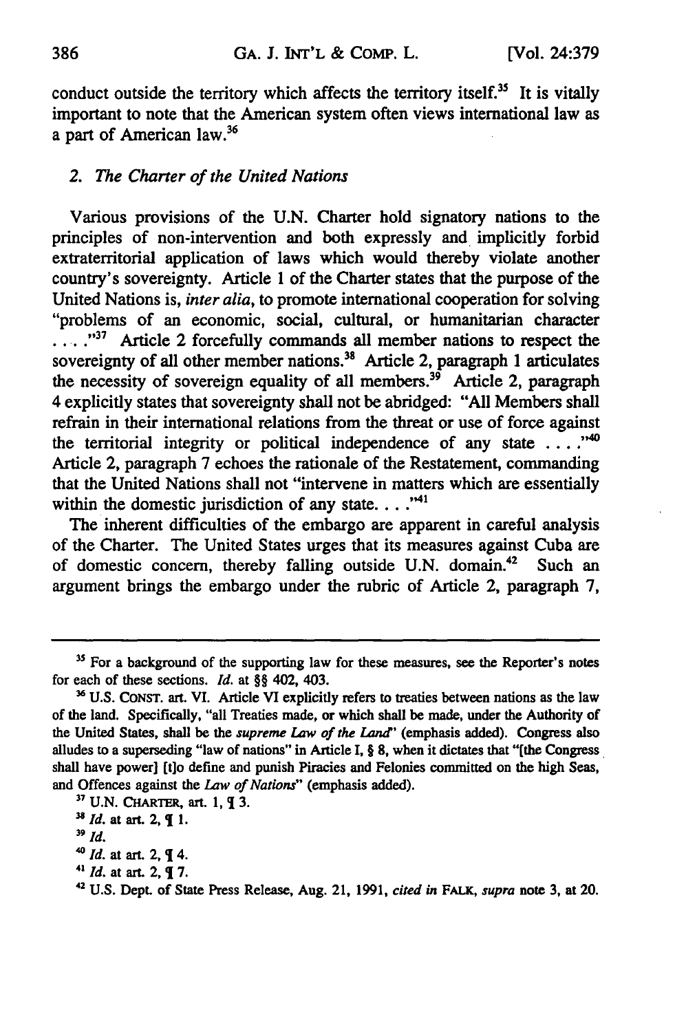conduct outside the territory which affects the territory itself.[35] It is vitally important to note that the American system often views international law as a part of American law.[36]

### 2. *The Charter of the United Nations*

Various provisions of the U.N. Charter hold signatory nations to the principles of non-intervention and both expressly and implicitly forbid extraterritorial application of laws which would thereby violate another country's sovereignty. Article 1 of the Charter states that the purpose of the United Nations is, *inter alia*, to promote international cooperation for solving "problems of an economic, social, cultural, or humanitarian character . . . ."[37] Article 2 forcefully commands all member nations to respect the sovereignty of all other member nations.[38] Article 2, paragraph 1 articulates the necessity of sovereign equality of all members.[39] Article 2, paragraph 4 explicitly states that sovereignty shall not be abridged: "All Members shall refrain in their international relations from the threat or use of force against the territorial integrity or political independence of any state . . . ."[40] Article 2, paragraph 7 echoes the rationale of the Restatement, commanding that the United Nations shall not "intervene in matters which are essentially within the domestic jurisdiction of any state. . . ."[41]

The inherent difficulties of the embargo are apparent in careful analysis of the Charter. The United States urges that its measures against Cuba are of domestic concern, thereby falling outside U.N. domain.[42] Such an argument brings the embargo under the rubric of Article 2, paragraph 7,

---

[35] For a background of the supporting law for these measures, see the Reporter's notes for each of these sections. *Id.* at §§ 402, 403.

[36] U.S. CONST. art. VI. Article VI explicitly refers to treaties between nations as the law of the land. Specifically, "all Treaties made, or which shall be made, under the Authority of the United States, shall be the *supreme Law of the Land*" (emphasis added). Congress also alludes to a superseding "law of nations" in Article I, § 8, when it dictates that "[the Congress shall have power] [t]o define and punish Piracies and Felonies committed on the high Seas, and Offences against the *Law of Nations*" (emphasis added).

[37] U.N. CHARTER, art. 1, ¶ 3.

[38] *Id.* at art. 2, ¶ 1.

[39] *Id.*

[40] *Id.* at art. 2, ¶ 4.

[41] *Id.* at art. 2, ¶ 7.

[42] U.S. Dept. of State Press Release, Aug. 21, 1991, *cited in* FALK, *supra* note 3, at 20.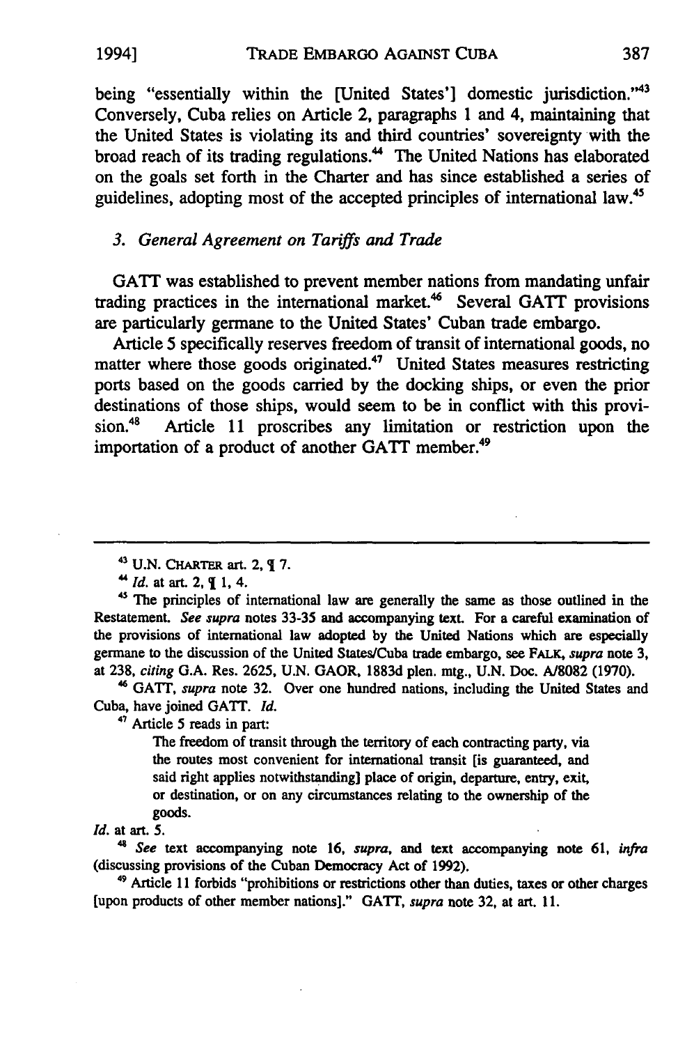being "essentially within the [United States'] domestic jurisdiction."[43] Conversely, Cuba relies on Article 2, paragraphs 1 and 4, maintaining that the United States is violating its and third countries' sovereignty with the broad reach of its trading regulations.[44] The United Nations has elaborated on the goals set forth in the Charter and has since established a series of guidelines, adopting most of the accepted principles of international law.[45]

### *3. General Agreement on Tariffs and Trade*

GATT was established to prevent member nations from mandating unfair trading practices in the international market.[46] Several GATT provisions are particularly germane to the United States' Cuban trade embargo.

Article 5 specifically reserves freedom of transit of international goods, no matter where those goods originated.[47] United States measures restricting ports based on the goods carried by the docking ships, or even the prior destinations of those ships, would seem to be in conflict with this provision.[48] Article 11 proscribes any limitation or restriction upon the importation of a product of another GATT member.[49]

---

[43] U.N. CHARTER art. 2, ¶ 7.

[44] *Id.* at art. 2, ¶ 1, 4.

[45] The principles of international law are generally the same as those outlined in the Restatement. *See supra* notes 33-35 and accompanying text. For a careful examination of the provisions of international law adopted by the United Nations which are especially germane to the discussion of the United States/Cuba trade embargo, see FALK, *supra* note 3, at 238, *citing* G.A. Res. 2625, U.N. GAOR, 1883d plen. mtg., U.N. Doc. A/8082 (1970).

[46] GATT, *supra* note 32. Over one hundred nations, including the United States and Cuba, have joined GATT. *Id.*

[47] Article 5 reads in part:

> The freedom of transit through the territory of each contracting party, via the routes most convenient for international transit [is guaranteed, and said right applies notwithstanding] place of origin, departure, entry, exit, or destination, or on any circumstances relating to the ownership of the goods.

*Id.* at art. 5.

[48] *See* text accompanying note 16, *supra*, and text accompanying note 61, *infra* (discussing provisions of the Cuban Democracy Act of 1992).

[49] Article 11 forbids "prohibitions or restrictions other than duties, taxes or other charges [upon products of other member nations]." GATT, *supra* note 32, at art. 11.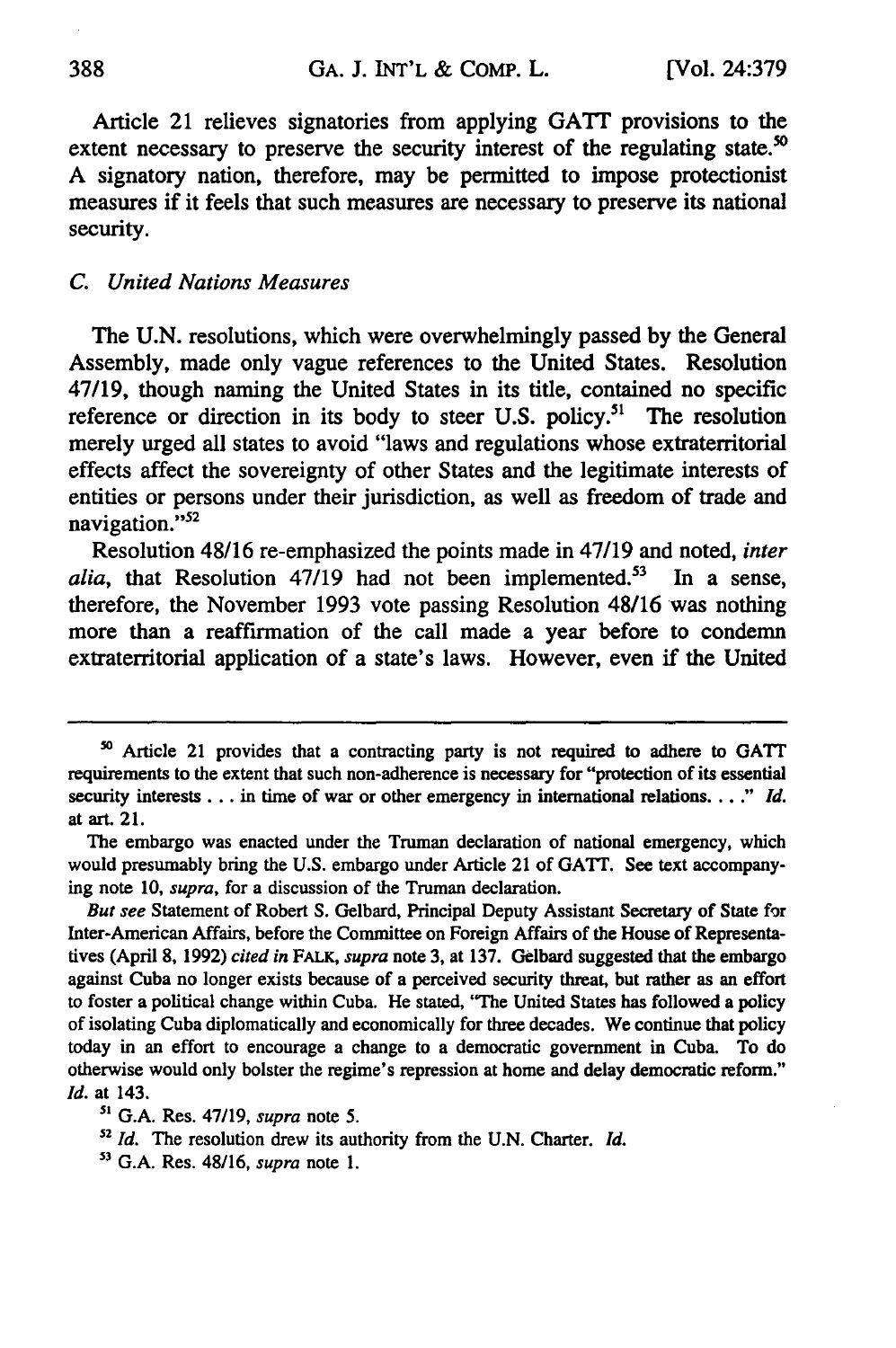Article 21 relieves signatories from applying GATT provisions to the extent necessary to preserve the security interest of the regulating state.[50] A signatory nation, therefore, may be permitted to impose protectionist measures if it feels that such measures are necessary to preserve its national security.

### *C. United Nations Measures*

The U.N. resolutions, which were overwhelmingly passed by the General Assembly, made only vague references to the United States. Resolution 47/19, though naming the United States in its title, contained no specific reference or direction in its body to steer U.S. policy.[51] The resolution merely urged all states to avoid "laws and regulations whose extraterritorial effects affect the sovereignty of other States and the legitimate interests of entities or persons under their jurisdiction, as well as freedom of trade and navigation."[52]

Resolution 48/16 re-emphasized the points made in 47/19 and noted, *inter alia*, that Resolution 47/19 had not been implemented.[53] In a sense, therefore, the November 1993 vote passing Resolution 48/16 was nothing more than a reaffirmation of the call made a year before to condemn extraterritorial application of a state's laws. However, even if the United

---

[50] Article 21 provides that a contracting party is not required to adhere to GATT requirements to the extent that such non-adherence is necessary for "protection of its essential security interests . . . in time of war or other emergency in international relations. . . ." *Id.* at art. 21.

The embargo was enacted under the Truman declaration of national emergency, which would presumably bring the U.S. embargo under Article 21 of GATT. See text accompanying note 10, *supra*, for a discussion of the Truman declaration.

*But see* Statement of Robert S. Gelbard, Principal Deputy Assistant Secretary of State for Inter-American Affairs, before the Committee on Foreign Affairs of the House of Representatives (April 8, 1992) *cited in* FALK, *supra* note 3, at 137. Gelbard suggested that the embargo against Cuba no longer exists because of a perceived security threat, but rather as an effort to foster a political change within Cuba. He stated, "The United States has followed a policy of isolating Cuba diplomatically and economically for three decades. We continue that policy today in an effort to encourage a change to a democratic government in Cuba. To do otherwise would only bolster the regime's repression at home and delay democratic reform." *Id.* at 143.

[51] G.A. Res. 47/19, *supra* note 5.

[52] *Id.* The resolution drew its authority from the U.N. Charter. *Id.*

[53] G.A. Res. 48/16, *supra* note 1.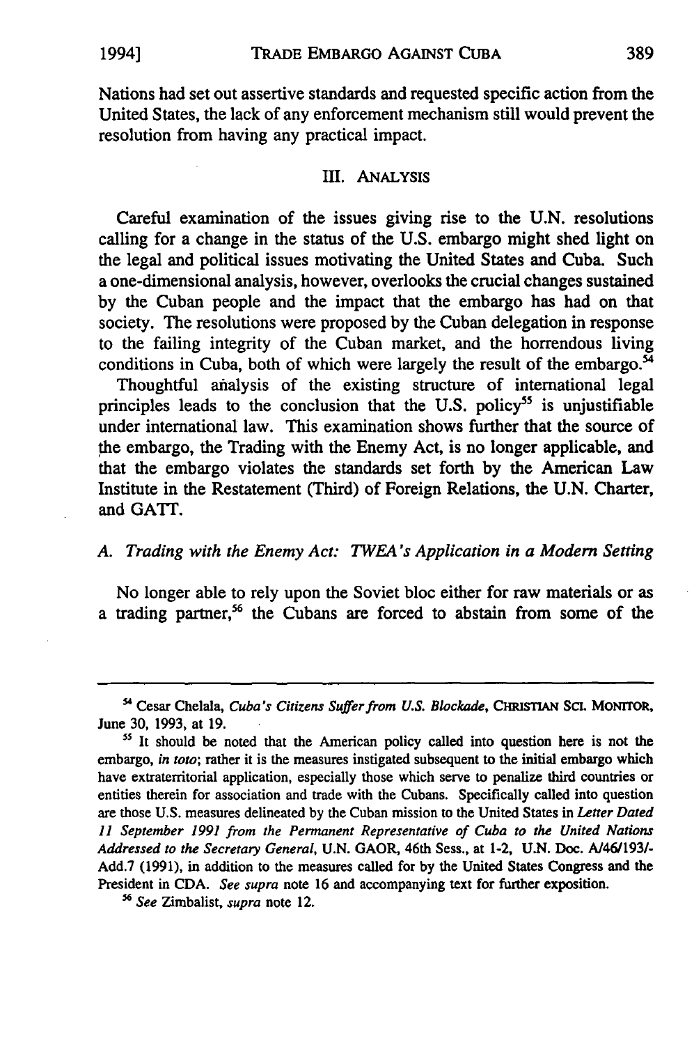Nations had set out assertive standards and requested specific action from the United States, the lack of any enforcement mechanism still would prevent the resolution from having any practical impact.

## III. ANALYSIS

Careful examination of the issues giving rise to the U.N. resolutions calling for a change in the status of the U.S. embargo might shed light on the legal and political issues motivating the United States and Cuba. Such a one-dimensional analysis, however, overlooks the crucial changes sustained by the Cuban people and the impact that the embargo has had on that society. The resolutions were proposed by the Cuban delegation in response to the failing integrity of the Cuban market, and the horrendous living conditions in Cuba, both of which were largely the result of the embargo.[54]

Thoughtful analysis of the existing structure of international legal principles leads to the conclusion that the U.S. policy[55] is unjustifiable under international law. This examination shows further that the source of the embargo, the Trading with the Enemy Act, is no longer applicable, and that the embargo violates the standards set forth by the American Law Institute in the Restatement (Third) of Foreign Relations, the U.N. Charter, and GATT.

### *A. Trading with the Enemy Act: TWEA's Application in a Modern Setting*

No longer able to rely upon the Soviet bloc either for raw materials or as a trading partner,[56] the Cubans are forced to abstain from some of the

---

[54] Cesar Chelala, *Cuba's Citizens Suffer from U.S. Blockade*, CHRISTIAN SCI. MONITOR, June 30, 1993, at 19.

[55] It should be noted that the American policy called into question here is not the embargo, *in toto*; rather it is the measures instigated subsequent to the initial embargo which have extraterritorial application, especially those which serve to penalize third countries or entities therein for association and trade with the Cubans. Specifically called into question are those U.S. measures delineated by the Cuban mission to the United States in *Letter Dated 11 September 1991 from the Permanent Representative of Cuba to the United Nations Addressed to the Secretary General*, U.N. GAOR, 46th Sess., at 1-2, U.N. Doc. A/46/193/-Add.7 (1991), in addition to the measures called for by the United States Congress and the President in CDA. *See supra* note 16 and accompanying text for further exposition.

[56] *See* Zimbalist, *supra* note 12.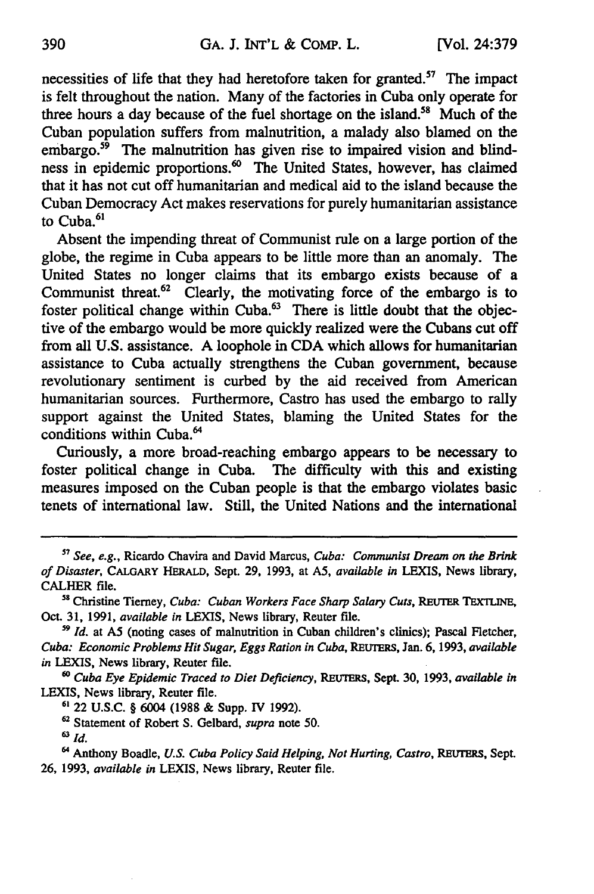necessities of life that they had heretofore taken for granted.[57] The impact is felt throughout the nation. Many of the factories in Cuba only operate for three hours a day because of the fuel shortage on the island.[58] Much of the Cuban population suffers from malnutrition, a malady also blamed on the embargo.[59] The malnutrition has given rise to impaired vision and blindness in epidemic proportions.[60] The United States, however, has claimed that it has not cut off humanitarian and medical aid to the island because the Cuban Democracy Act makes reservations for purely humanitarian assistance to Cuba.[61]

Absent the impending threat of Communist rule on a large portion of the globe, the regime in Cuba appears to be little more than an anomaly. The United States no longer claims that its embargo exists because of a Communist threat.[62] Clearly, the motivating force of the embargo is to foster political change within Cuba.[63] There is little doubt that the objective of the embargo would be more quickly realized were the Cubans cut off from all U.S. assistance. A loophole in CDA which allows for humanitarian assistance to Cuba actually strengthens the Cuban government, because revolutionary sentiment is curbed by the aid received from American humanitarian sources. Furthermore, Castro has used the embargo to rally support against the United States, blaming the United States for the conditions within Cuba.[64]

Curiously, a more broad-reaching embargo appears to be necessary to foster political change in Cuba. The difficulty with this and existing measures imposed on the Cuban people is that the embargo violates basic tenets of international law. Still, the United Nations and the international

---

[57] *See, e.g.*, Ricardo Chavira and David Marcus, *Cuba: Communist Dream on the Brink of Disaster*, CALGARY HERALD, Sept. 29, 1993, at A5, *available in* LEXIS, News library, CALHER file.

[58] Christine Tierney, *Cuba: Cuban Workers Face Sharp Salary Cuts*, REUTER TEXTLINE, Oct. 31, 1991, *available in* LEXIS, News library, Reuter file.

[59] *Id.* at A5 (noting cases of malnutrition in Cuban children's clinics); Pascal Fletcher, *Cuba: Economic Problems Hit Sugar, Eggs Ration in Cuba*, REUTERS, Jan. 6, 1993, *available in* LEXIS, News library, Reuter file.

[60] *Cuba Eye Epidemic Traced to Diet Deficiency*, REUTERS, Sept. 30, 1993, *available in* LEXIS, News library, Reuter file.

[61] 22 U.S.C. § 6004 (1988 & Supp. IV 1992).

[62] Statement of Robert S. Gelbard, *supra* note 50.

[63] *Id.*

[64] Anthony Boadle, *U.S. Cuba Policy Said Helping, Not Hurting, Castro*, REUTERS, Sept. 26, 1993, *available in* LEXIS, News library, Reuter file.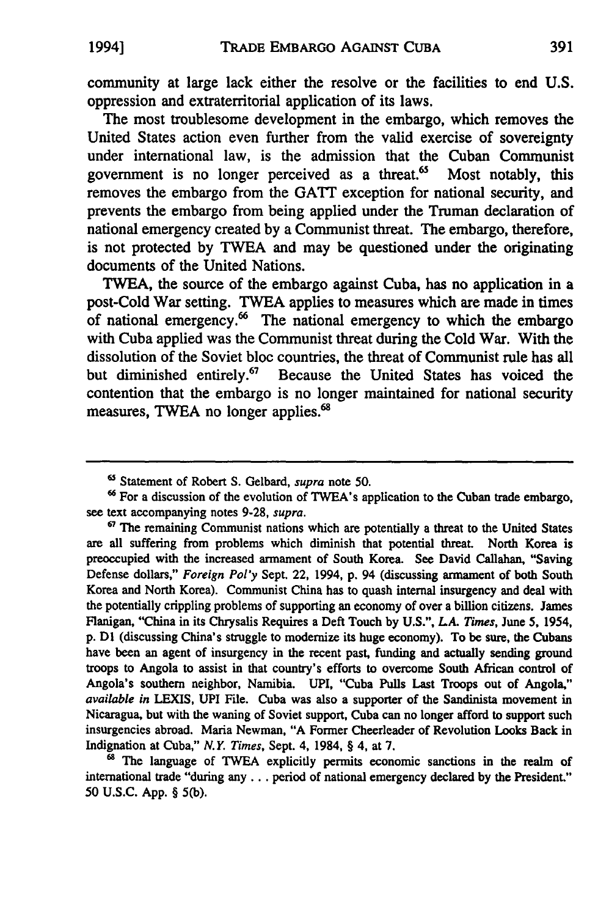community at large lack either the resolve or the facilities to end U.S. oppression and extraterritorial application of its laws.

The most troublesome development in the embargo, which removes the United States action even further from the valid exercise of sovereignty under international law, is the admission that the Cuban Communist government is no longer perceived as a threat.[65] Most notably, this removes the embargo from the GATT exception for national security, and prevents the embargo from being applied under the Truman declaration of national emergency created by a Communist threat. The embargo, therefore, is not protected by TWEA and may be questioned under the originating documents of the United Nations.

TWEA, the source of the embargo against Cuba, has no application in a post-Cold War setting. TWEA applies to measures which are made in times of national emergency.[66] The national emergency to which the embargo with Cuba applied was the Communist threat during the Cold War. With the dissolution of the Soviet bloc countries, the threat of Communist rule has all but diminished entirely.[67] Because the United States has voiced the contention that the embargo is no longer maintained for national security measures, TWEA no longer applies.[68]

---

[65] Statement of Robert S. Gelbard, *supra* note 50.

[66] For a discussion of the evolution of TWEA's application to the Cuban trade embargo, see text accompanying notes 9-28, *supra*.

[67] The remaining Communist nations which are potentially a threat to the United States are all suffering from problems which diminish that potential threat. North Korea is preoccupied with the increased armament of South Korea. See David Callahan, "Saving Defense dollars," *Foreign Pol'y* Sept. 22, 1994, p. 94 (discussing armament of both South Korea and North Korea). Communist China has to quash internal insurgency and deal with the potentially crippling problems of supporting an economy of over a billion citizens. James Flanigan, "China in its Chrysalis Requires a Deft Touch by U.S.", *L.A. Times*, June 5, 1954, p. D1 (discussing China's struggle to modernize its huge economy). To be sure, the Cubans have been an agent of insurgency in the recent past, funding and actually sending ground troops to Angola to assist in that country's efforts to overcome South African control of Angola's southern neighbor, Namibia. UPI, "Cuba Pulls Last Troops out of Angola," *available in* LEXIS, UPI File. Cuba was also a supporter of the Sandinista movement in Nicaragua, but with the waning of Soviet support, Cuba can no longer afford to support such insurgencies abroad. Maria Newman, "A Former Cheerleader of Revolution Looks Back in Indignation at Cuba," *N.Y. Times*, Sept. 4, 1984, § 4, at 7.

[68] The language of TWEA explicitly permits economic sanctions in the realm of international trade "during any . . . period of national emergency declared by the President." 50 U.S.C. App. § 5(b).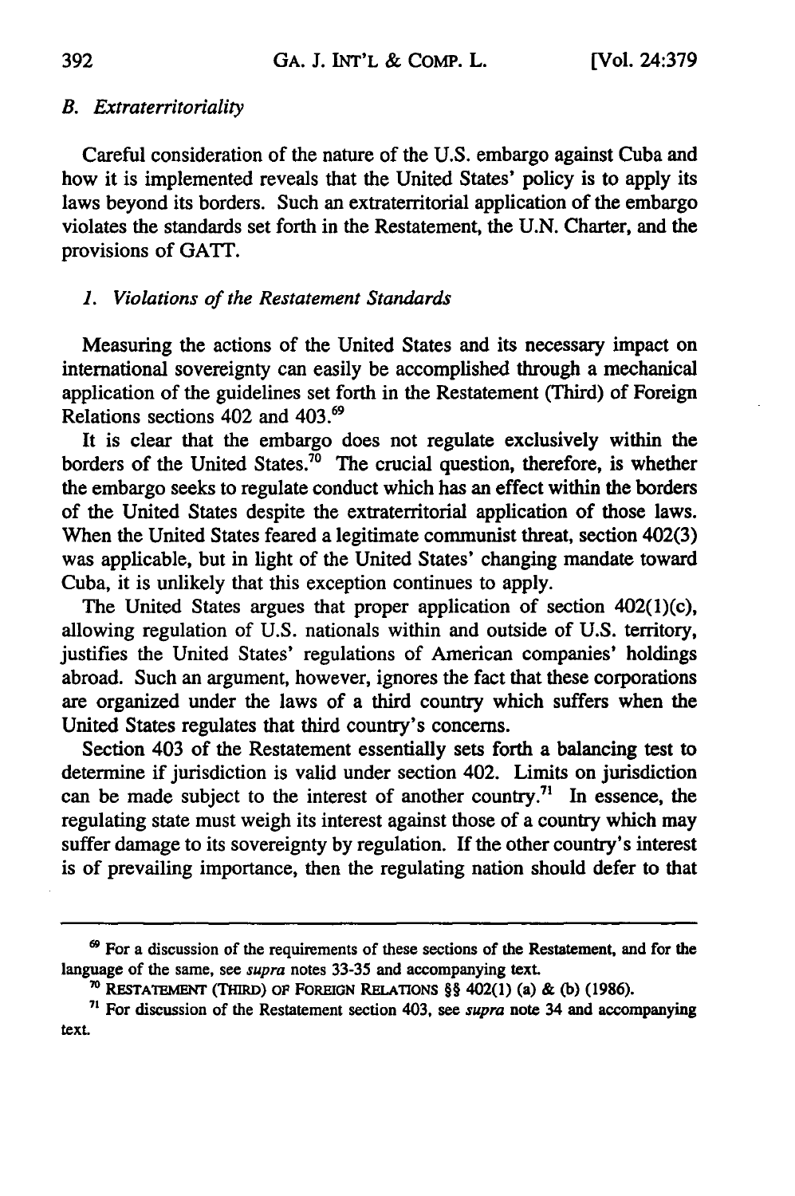### *B. Extraterritoriality*

Careful consideration of the nature of the U.S. embargo against Cuba and how it is implemented reveals that the United States' policy is to apply its laws beyond its borders. Such an extraterritorial application of the embargo violates the standards set forth in the Restatement, the U.N. Charter, and the provisions of GATT.

#### *1. Violations of the Restatement Standards*

Measuring the actions of the United States and its necessary impact on international sovereignty can easily be accomplished through a mechanical application of the guidelines set forth in the Restatement (Third) of Foreign Relations sections 402 and 403.[69]

It is clear that the embargo does not regulate exclusively within the borders of the United States.[70] The crucial question, therefore, is whether the embargo seeks to regulate conduct which has an effect within the borders of the United States despite the extraterritorial application of those laws. When the United States feared a legitimate communist threat, section 402(3) was applicable, but in light of the United States' changing mandate toward Cuba, it is unlikely that this exception continues to apply.

The United States argues that proper application of section 402(1)(c), allowing regulation of U.S. nationals within and outside of U.S. territory, justifies the United States' regulations of American companies' holdings abroad. Such an argument, however, ignores the fact that these corporations are organized under the laws of a third country which suffers when the United States regulates that third country's concerns.

Section 403 of the Restatement essentially sets forth a balancing test to determine if jurisdiction is valid under section 402. Limits on jurisdiction can be made subject to the interest of another country.[71] In essence, the regulating state must weigh its interest against those of a country which may suffer damage to its sovereignty by regulation. If the other country's interest is of prevailing importance, then the regulating nation should defer to that

---

[69] For a discussion of the requirements of these sections of the Restatement, and for the language of the same, see *supra* notes 33-35 and accompanying text.

[70] RESTATEMENT (THIRD) OF FOREIGN RELATIONS §§ 402(1) (a) & (b) (1986).

[71] For discussion of the Restatement section 403, see *supra* note 34 and accompanying text.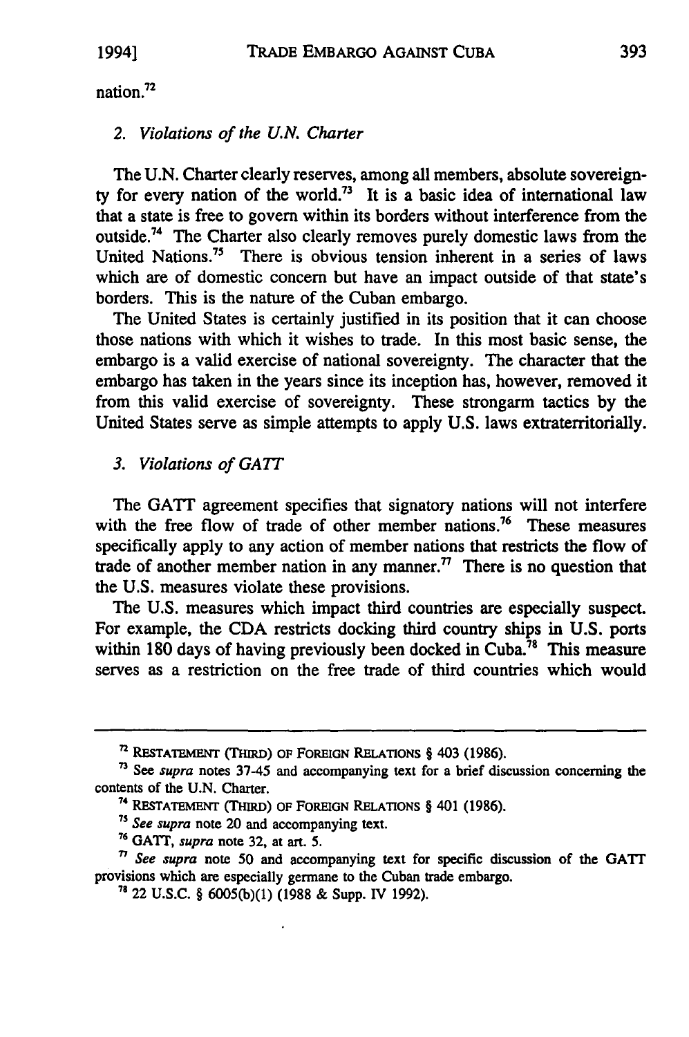nation.[72]

### 2. *Violations of the U.N. Charter*

The U.N. Charter clearly reserves, among all members, absolute sovereignty for every nation of the world.[73] It is a basic idea of international law that a state is free to govern within its borders without interference from the outside.[74] The Charter also clearly removes purely domestic laws from the United Nations.[75] There is obvious tension inherent in a series of laws which are of domestic concern but have an impact outside of that state's borders. This is the nature of the Cuban embargo.

The United States is certainly justified in its position that it can choose those nations with which it wishes to trade. In this most basic sense, the embargo is a valid exercise of national sovereignty. The character that the embargo has taken in the years since its inception has, however, removed it from this valid exercise of sovereignty. These strongarm tactics by the United States serve as simple attempts to apply U.S. laws extraterritorially.

### 3. *Violations of GATT*

The GATT agreement specifies that signatory nations will not interfere with the free flow of trade of other member nations.[76] These measures specifically apply to any action of member nations that restricts the flow of trade of another member nation in any manner.[77] There is no question that the U.S. measures violate these provisions.

The U.S. measures which impact third countries are especially suspect. For example, the CDA restricts docking third country ships in U.S. ports within 180 days of having previously been docked in Cuba.[78] This measure serves as a restriction on the free trade of third countries which would

---

[72] RESTATEMENT (THIRD) OF FOREIGN RELATIONS § 403 (1986).

[73] See *supra* notes 37-45 and accompanying text for a brief discussion concerning the contents of the U.N. Charter.

[74] RESTATEMENT (THIRD) OF FOREIGN RELATIONS § 401 (1986).

[75] *See supra* note 20 and accompanying text.

[76] GATT, *supra* note 32, at art. 5.

[77] *See supra* note 50 and accompanying text for specific discussion of the GATT provisions which are especially germane to the Cuban trade embargo.

[78] 22 U.S.C. § 6005(b)(1) (1988 & Supp. IV 1992).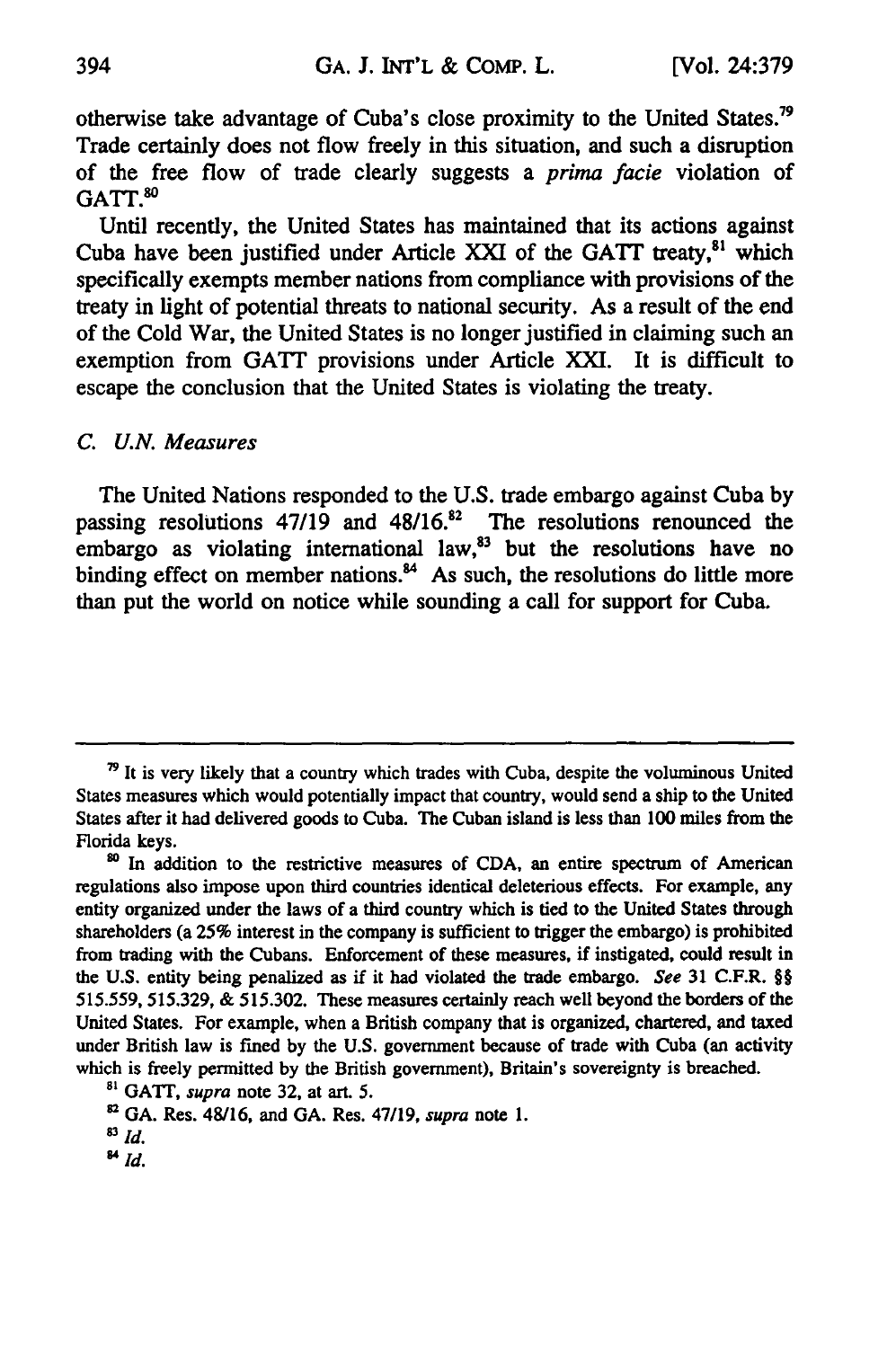otherwise take advantage of Cuba's close proximity to the United States.[79] Trade certainly does not flow freely in this situation, and such a disruption of the free flow of trade clearly suggests a *prima facie* violation of GATT.[80]

Until recently, the United States has maintained that its actions against Cuba have been justified under Article XXI of the GATT treaty,[81] which specifically exempts member nations from compliance with provisions of the treaty in light of potential threats to national security. As a result of the end of the Cold War, the United States is no longer justified in claiming such an exemption from GATT provisions under Article XXI. It is difficult to escape the conclusion that the United States is violating the treaty.

### *C. U.N. Measures*

The United Nations responded to the U.S. trade embargo against Cuba by passing resolutions 47/19 and 48/16.[82] The resolutions renounced the embargo as violating international law,[83] but the resolutions have no binding effect on member nations.[84] As such, the resolutions do little more than put the world on notice while sounding a call for support for Cuba.

---

[79] It is very likely that a country which trades with Cuba, despite the voluminous United States measures which would potentially impact that country, would send a ship to the United States after it had delivered goods to Cuba. The Cuban island is less than 100 miles from the Florida keys.

[80] In addition to the restrictive measures of CDA, an entire spectrum of American regulations also impose upon third countries identical deleterious effects. For example, any entity organized under the laws of a third country which is tied to the United States through shareholders (a 25% interest in the company is sufficient to trigger the embargo) is prohibited from trading with the Cubans. Enforcement of these measures, if instigated, could result in the U.S. entity being penalized as if it had violated the trade embargo. *See* 31 C.F.R. §§ 515.559, 515.329, & 515.302. These measures certainly reach well beyond the borders of the United States. For example, when a British company that is organized, chartered, and taxed under British law is fined by the U.S. government because of trade with Cuba (an activity which is freely permitted by the British government), Britain's sovereignty is breached.

[81] GATT, *supra* note 32, at art. 5.

[82] GA. Res. 48/16, and GA. Res. 47/19, *supra* note 1.

[83] *Id.*

[84] *Id.*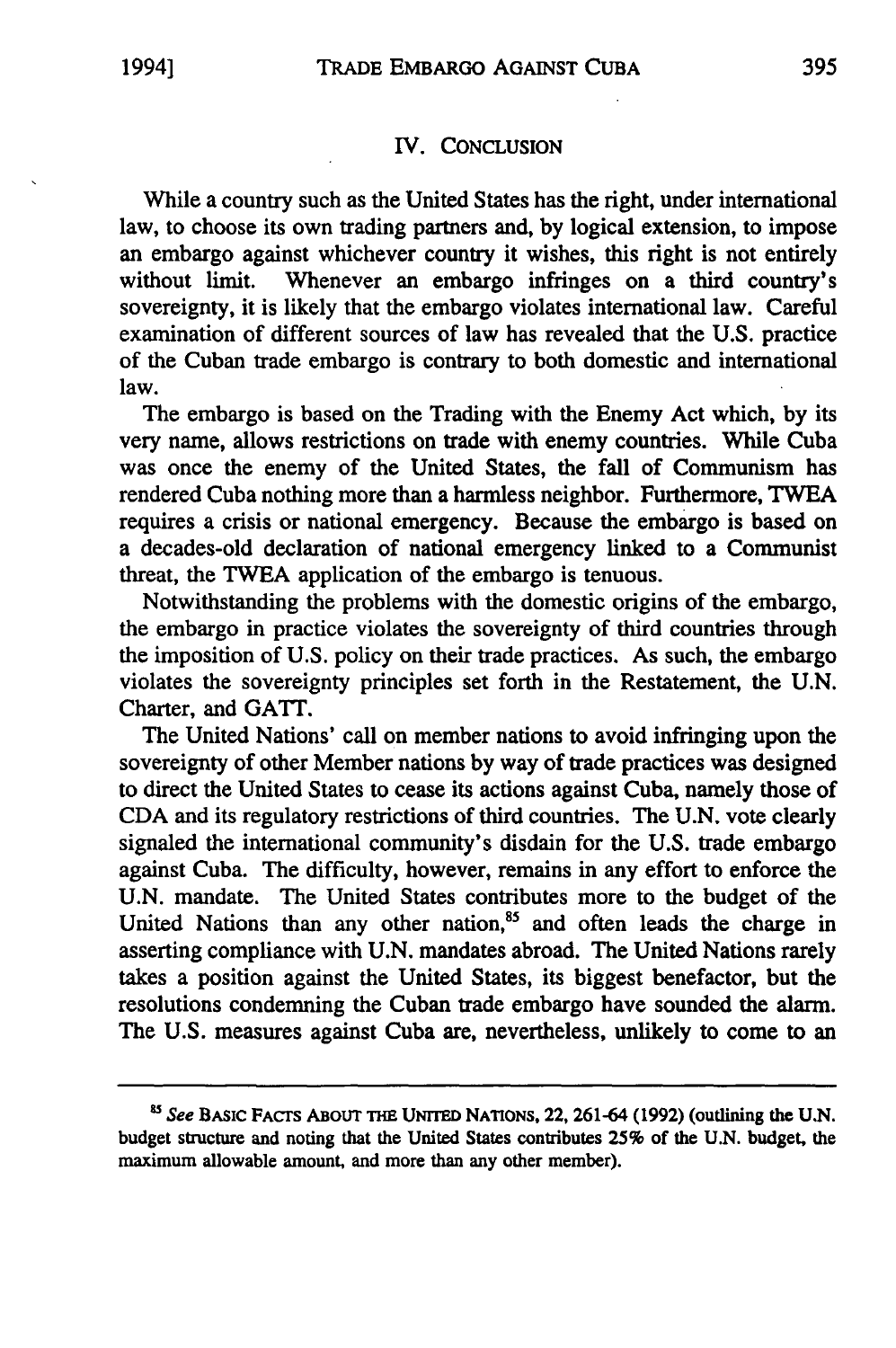## IV. CONCLUSION

While a country such as the United States has the right, under international law, to choose its own trading partners and, by logical extension, to impose an embargo against whichever country it wishes, this right is not entirely without limit. Whenever an embargo infringes on a third country's sovereignty, it is likely that the embargo violates international law. Careful examination of different sources of law has revealed that the U.S. practice of the Cuban trade embargo is contrary to both domestic and international law.

The embargo is based on the Trading with the Enemy Act which, by its very name, allows restrictions on trade with enemy countries. While Cuba was once the enemy of the United States, the fall of Communism has rendered Cuba nothing more than a harmless neighbor. Furthermore, TWEA requires a crisis or national emergency. Because the embargo is based on a decades-old declaration of national emergency linked to a Communist threat, the TWEA application of the embargo is tenuous.

Notwithstanding the problems with the domestic origins of the embargo, the embargo in practice violates the sovereignty of third countries through the imposition of U.S. policy on their trade practices. As such, the embargo violates the sovereignty principles set forth in the Restatement, the U.N. Charter, and GATT.

The United Nations' call on member nations to avoid infringing upon the sovereignty of other Member nations by way of trade practices was designed to direct the United States to cease its actions against Cuba, namely those of CDA and its regulatory restrictions of third countries. The U.N. vote clearly signaled the international community's disdain for the U.S. trade embargo against Cuba. The difficulty, however, remains in any effort to enforce the U.N. mandate. The United States contributes more to the budget of the United Nations than any other nation,[85] and often leads the charge in asserting compliance with U.N. mandates abroad. The United Nations rarely takes a position against the United States, its biggest benefactor, but the resolutions condemning the Cuban trade embargo have sounded the alarm. The U.S. measures against Cuba are, nevertheless, unlikely to come to an

---

[85] *See* BASIC FACTS ABOUT THE UNITED NATIONS, 22, 261-64 (1992) (outlining the U.N. budget structure and noting that the United States contributes 25% of the U.N. budget, the maximum allowable amount, and more than any other member).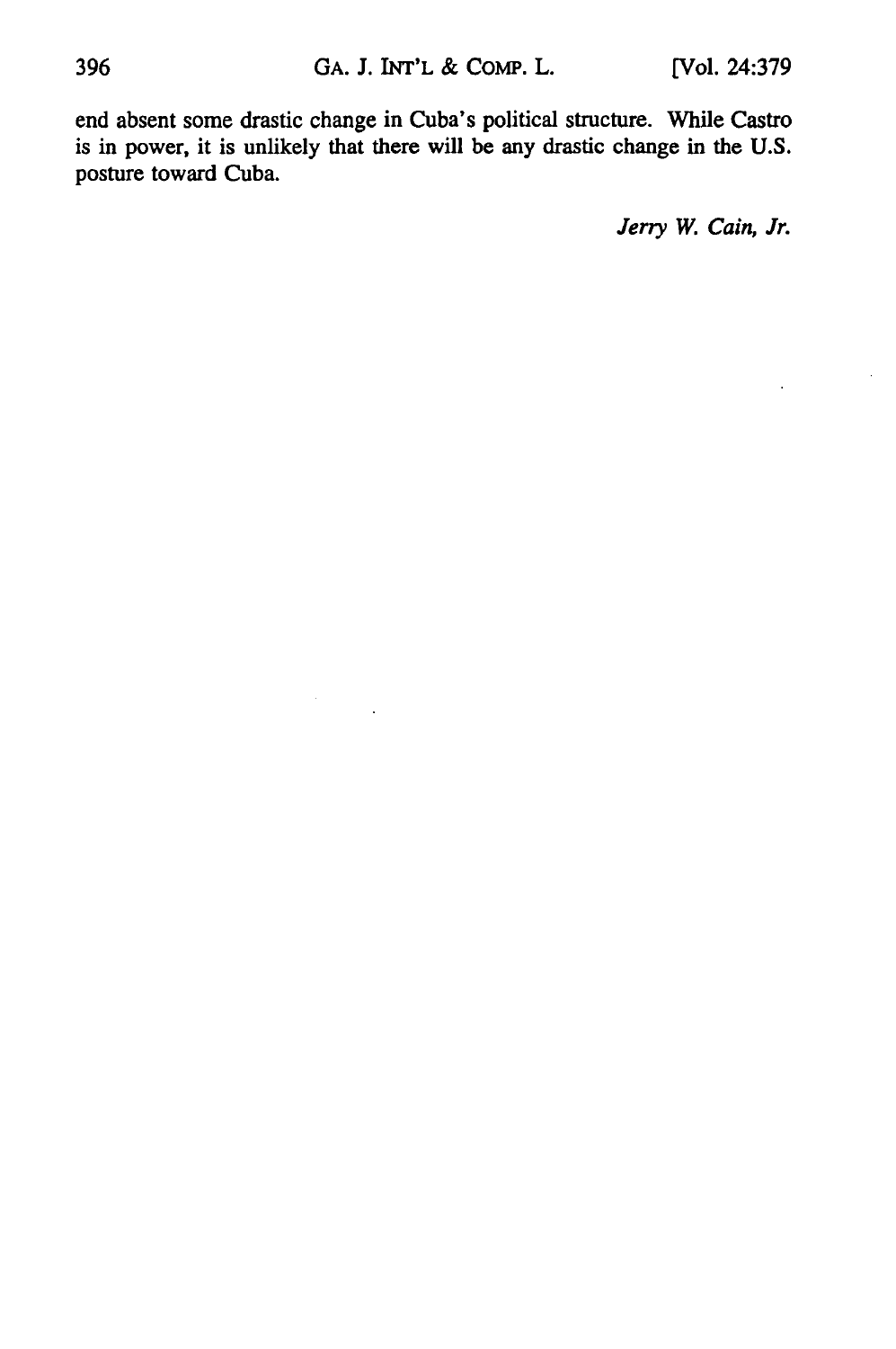end absent some drastic change in Cuba's political structure. While Castro is in power, it is unlikely that there will be any drastic change in the U.S. posture toward Cuba.

*Jerry W. Cain, Jr.*